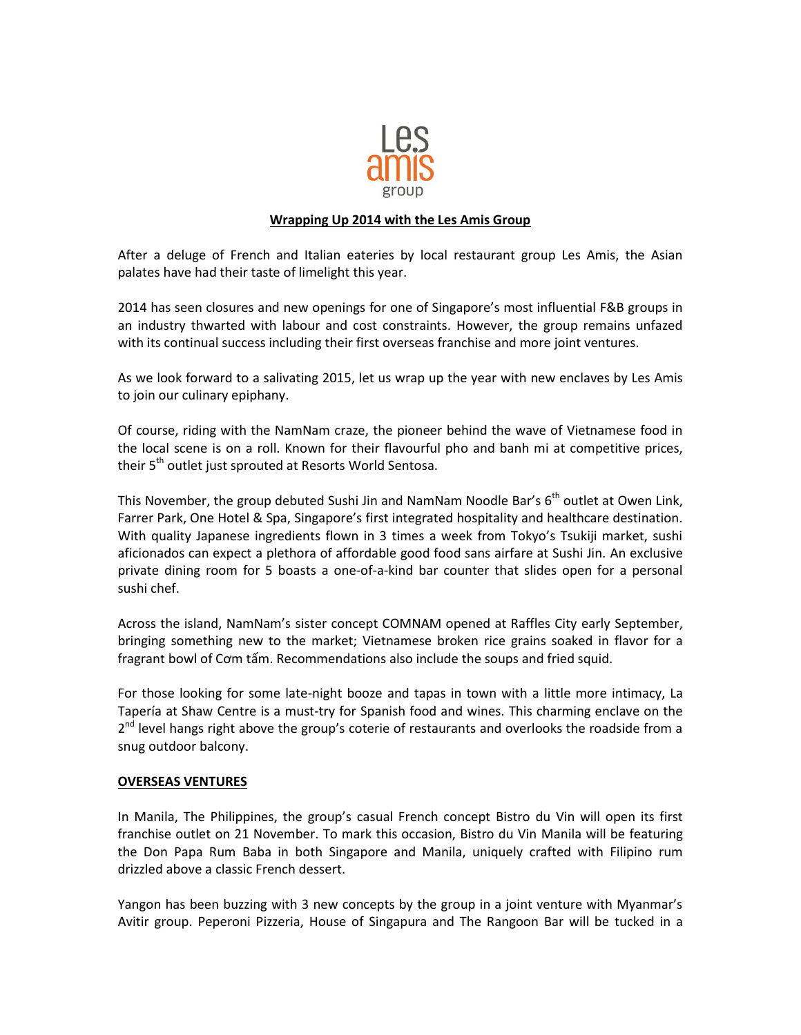Les amis group

# Wrapping Up 2014 with the Les Amis Group

After a deluge of French and Italian eateries by local restaurant group Les Amis, the Asian palates have had their taste of limelight this year.

2014 has seen closures and new openings for one of Singapore's most influential F&B groups in an industry thwarted with labour and cost constraints. However, the group remains unfazed with its continual success including their first overseas franchise and more joint ventures.

As we look forward to a salivating 2015, let us wrap up the year with new enclaves by Les Amis to join our culinary epiphany.

Of course, riding with the NamNam craze, the pioneer behind the wave of Vietnamese food in the local scene is on a roll. Known for their flavourful pho and banh mi at competitive prices, their 5th outlet just sprouted at Resorts World Sentosa.

This November, the group debuted Sushi Jin and NamNam Noodle Bar's 6th outlet at Owen Link, Farrer Park, One Hotel & Spa, Singapore's first integrated hospitality and healthcare destination. With quality Japanese ingredients flown in 3 times a week from Tokyo's Tsukiji market, sushi aficionados can expect a plethora of affordable good food sans airfare at Sushi Jin. An exclusive private dining room for 5 boasts a one-of-a-kind bar counter that slides open for a personal sushi chef.

Across the island, NamNam's sister concept COMNAM opened at Raffles City early September, bringing something new to the market; Vietnamese broken rice grains soaked in flavor for a fragrant bowl of Cơm tấm. Recommendations also include the soups and fried squid.

For those looking for some late-night booze and tapas in town with a little more intimacy, La Tapería at Shaw Centre is a must-try for Spanish food and wines. This charming enclave on the 2nd level hangs right above the group's coterie of restaurants and overlooks the roadside from a snug outdoor balcony.

## OVERSEAS VENTURES

In Manila, The Philippines, the group's casual French concept Bistro du Vin will open its first franchise outlet on 21 November. To mark this occasion, Bistro du Vin Manila will be featuring the Don Papa Rum Baba in both Singapore and Manila, uniquely crafted with Filipino rum drizzled above a classic French dessert.

Yangon has been buzzing with 3 new concepts by the group in a joint venture with Myanmar's Avitir group. Peperoni Pizzeria, House of Singapura and The Rangoon Bar will be tucked in a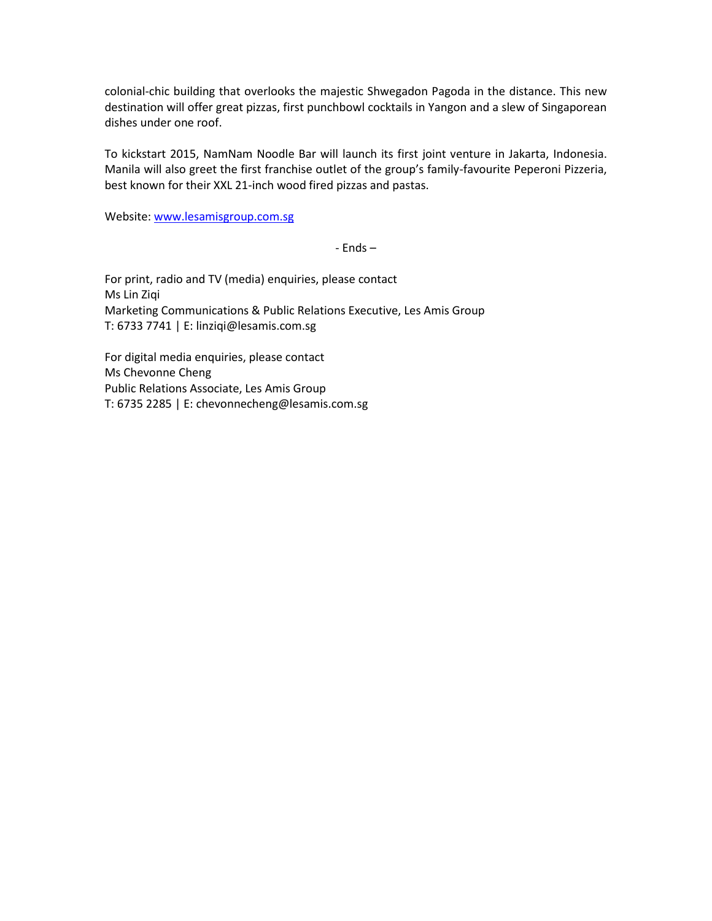colonial-chic building that overlooks the majestic Shwegadon Pagoda in the distance. This new destination will offer great pizzas, first punchbowl cocktails in Yangon and a slew of Singaporean dishes under one roof.

To kickstart 2015, NamNam Noodle Bar will launch its first joint venture in Jakarta, Indonesia. Manila will also greet the first franchise outlet of the group's family-favourite Peperoni Pizzeria, best known for their XXL 21-inch wood fired pizzas and pastas.

Website: [www.lesamisgroup.com.sg](http://www.lesamisgroup.com.sg)

- Ends –

For print, radio and TV (media) enquiries, please contact
Ms Lin Ziqi
Marketing Communications & Public Relations Executive, Les Amis Group
T: 6733 7741 | E: linziqi@lesamis.com.sg

For digital media enquiries, please contact
Ms Chevonne Cheng
Public Relations Associate, Les Amis Group
T: 6735 2285 | E: chevonnecheng@lesamis.com.sg